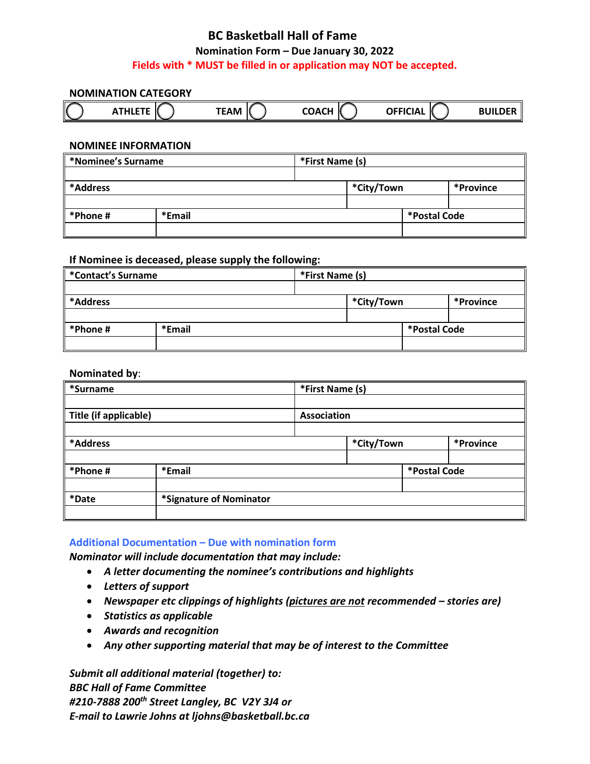# BC Basketball Hall of Fame

## Nomination Form – Due January 30, 2022

**Fields with * MUST be filled in or application may NOT be accepted.**

### NOMINATION CATEGORY

| ◯ ATHLETE | ◯ TEAM | ◯ COACH | ◯ OFFICIAL | ◯ BUILDER |
|---|---|---|---|---|

### NOMINEE INFORMATION

| *Nominee's Surname | | *First Name (s) | |
|---|---|---|---|
| | | | |
| *Address | | *City/Town | *Province |
| | | | |
| *Phone # | *Email | | *Postal Code |
| | | | |

### If Nominee is deceased, please supply the following:

| *Contact's Surname | | *First Name (s) | |
|---|---|---|---|
| | | | |
| *Address | | *City/Town | *Province |
| | | | |
| *Phone # | *Email | | *Postal Code |
| | | | |

### Nominated by:

| *Surname | | *First Name (s) | |
|---|---|---|---|
| | | | |
| Title (if applicable) | | Association | |
| | | | |
| *Address | | *City/Town | *Province |
| | | | |
| *Phone # | *Email | | *Postal Code |
| | | | |
| *Date | *Signature of Nominator | | |
| | | | |

### Additional Documentation – Due with nomination form

***Nominator will include documentation that may include:***

- *A letter documenting the nominee's contributions and highlights*
- *Letters of support*
- *Newspaper etc clippings of highlights (pictures are not recommended – stories are)*
- *Statistics as applicable*
- *Awards and recognition*
- *Any other supporting material that may be of interest to the Committee*

***Submit all additional material (together) to:***
***BBC Hall of Fame Committee***
***#210-7888 200th Street Langley, BC V2Y 3J4 or***
***E-mail to Lawrie Johns at ljohns@basketball.bc.ca***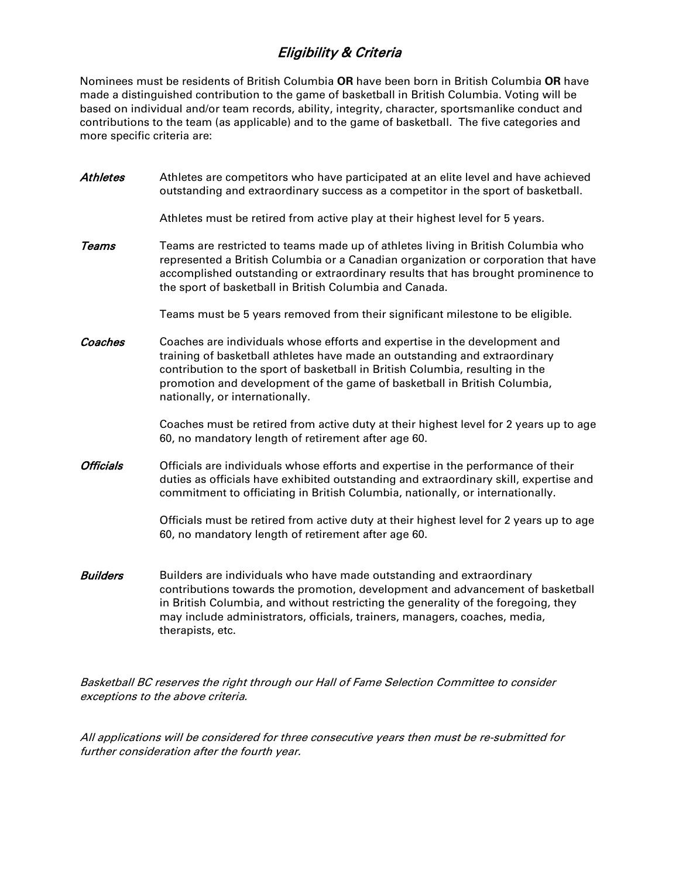## *Eligibility & Criteria*

Nominees must be residents of British Columbia **OR** have been born in British Columbia **OR** have made a distinguished contribution to the game of basketball in British Columbia. Voting will be based on individual and/or team records, ability, integrity, character, sportsmanlike conduct and contributions to the team (as applicable) and to the game of basketball. The five categories and more specific criteria are:

***Athletes*** Athletes are competitors who have participated at an elite level and have achieved outstanding and extraordinary success as a competitor in the sport of basketball.

Athletes must be retired from active play at their highest level for 5 years.

***Teams*** Teams are restricted to teams made up of athletes living in British Columbia who represented a British Columbia or a Canadian organization or corporation that have accomplished outstanding or extraordinary results that has brought prominence to the sport of basketball in British Columbia and Canada.

Teams must be 5 years removed from their significant milestone to be eligible.

***Coaches*** Coaches are individuals whose efforts and expertise in the development and training of basketball athletes have made an outstanding and extraordinary contribution to the sport of basketball in British Columbia, resulting in the promotion and development of the game of basketball in British Columbia, nationally, or internationally.

Coaches must be retired from active duty at their highest level for 2 years up to age 60, no mandatory length of retirement after age 60.

***Officials*** Officials are individuals whose efforts and expertise in the performance of their duties as officials have exhibited outstanding and extraordinary skill, expertise and commitment to officiating in British Columbia, nationally, or internationally.

Officials must be retired from active duty at their highest level for 2 years up to age 60, no mandatory length of retirement after age 60.

***Builders*** Builders are individuals who have made outstanding and extraordinary contributions towards the promotion, development and advancement of basketball in British Columbia, and without restricting the generality of the foregoing, they may include administrators, officials, trainers, managers, coaches, media, therapists, etc.

*Basketball BC reserves the right through our Hall of Fame Selection Committee to consider exceptions to the above criteria.*

*All applications will be considered for three consecutive years then must be re-submitted for further consideration after the fourth year.*